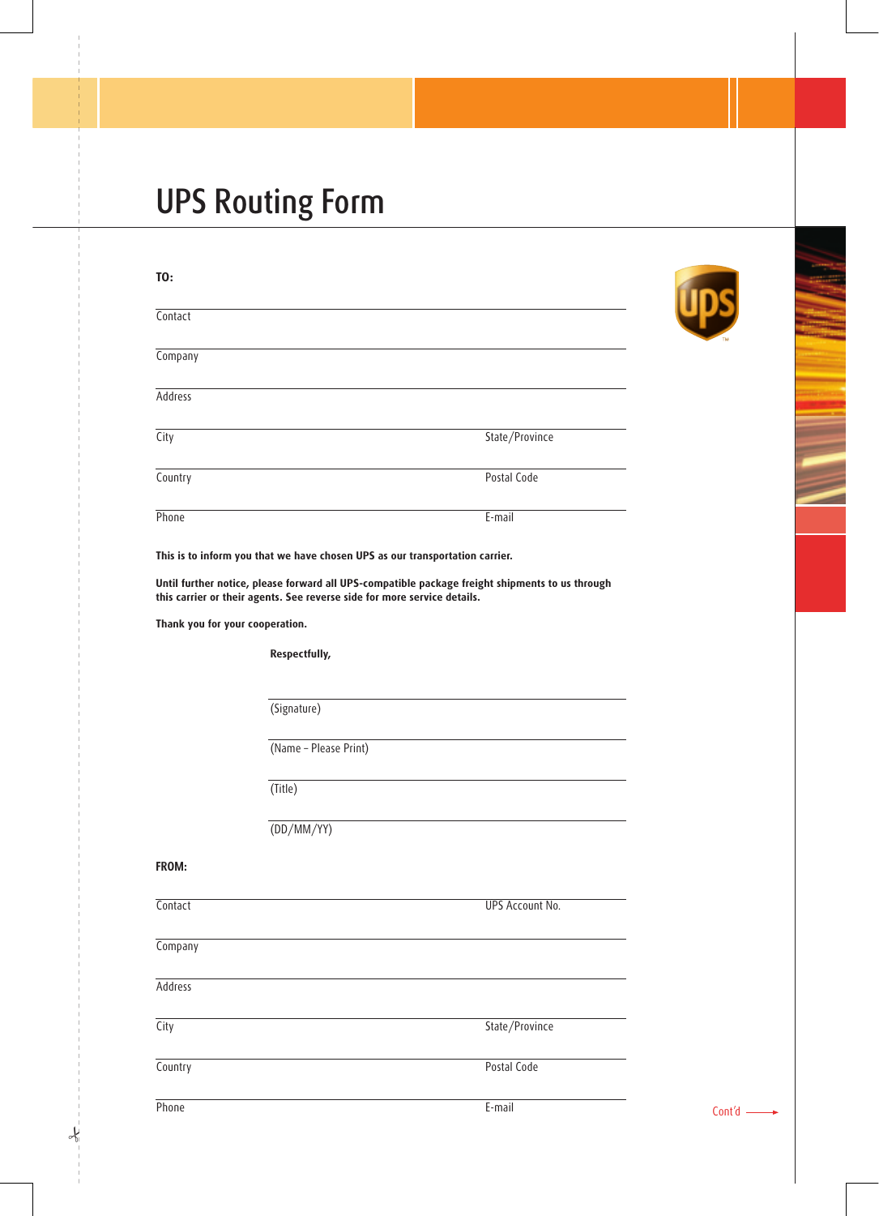# UPS Routing Form

**TO:**

Contact

Company

Address

City | State/Province

Country | Postal Code

Phone | E-mail

**This is to inform you that we have chosen UPS as our transportation carrier.**

**Until further notice, please forward all UPS-compatible package freight shipments to us through this carrier or their agents. See reverse side for more service details.**

**Thank you for your cooperation.**

**Respectfully,**

(Signature)

(Name – Please Print)

(Title)

(DD/MM/YY)

**FROM:**

Contact | UPS Account No.

Company

Address

City | State/Province

Country | Postal Code

Phone | E-mail

Cont'd →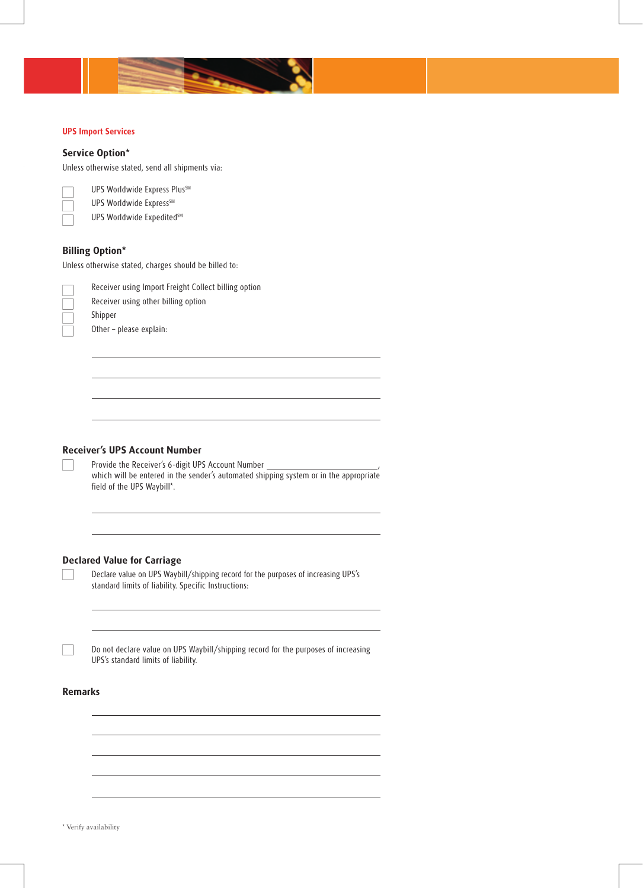UPS Import Services

## Service Option*

Unless otherwise stated, send all shipments via:

- ☐ UPS Worldwide Express Plus℠
- ☐ UPS Worldwide Express℠
- ☐ UPS Worldwide Expedited℠

## Billing Option*

Unless otherwise stated, charges should be billed to:

- ☐ Receiver using Import Freight Collect billing option
- ☐ Receiver using other billing option
- ☐ Shipper
- ☐ Other – please explain:

______________________________________________

______________________________________________

______________________________________________

______________________________________________

## Receiver's UPS Account Number

☐ Provide the Receiver's 6-digit UPS Account Number ______________________, which will be entered in the sender's automated shipping system or in the appropriate field of the UPS Waybill*.

______________________________________________

______________________________________________

## Declared Value for Carriage

☐ Declare value on UPS Waybill/shipping record for the purposes of increasing UPS's standard limits of liability. Specific Instructions:

______________________________________________

______________________________________________

☐ Do not declare value on UPS Waybill/shipping record for the purposes of increasing UPS's standard limits of liability.

## Remarks

______________________________________________

______________________________________________

______________________________________________

______________________________________________

______________________________________________

* Verify availability